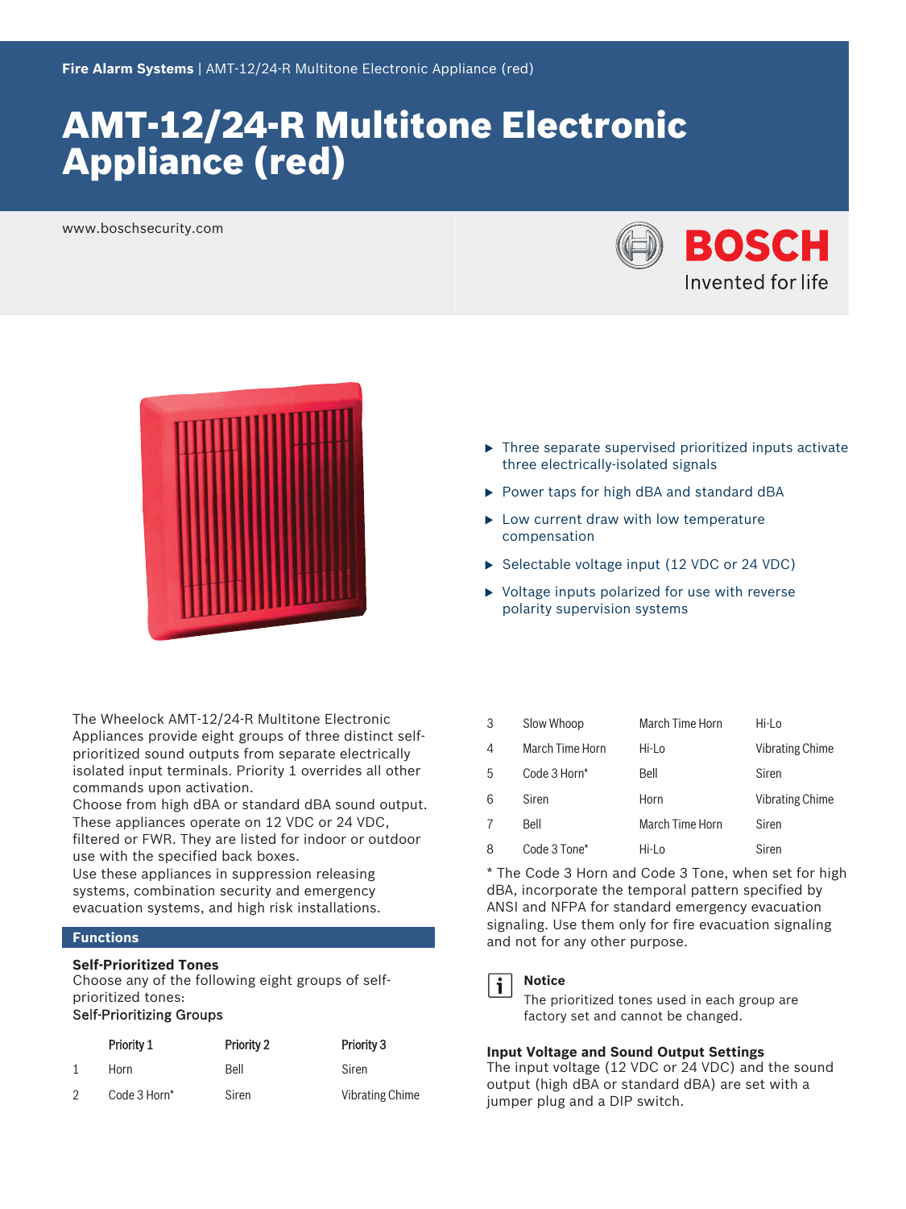Fire Alarm Systems | AMT-12/24-R Multitone Electronic Appliance (red)

# AMT-12/24-R Multitone Electronic Appliance (red)

www.boschsecurity.com

BOSCH Invented for life

- Three separate supervised prioritized inputs activate three electrically-isolated signals
- Power taps for high dBA and standard dBA
- Low current draw with low temperature compensation
- Selectable voltage input (12 VDC or 24 VDC)
- Voltage inputs polarized for use with reverse polarity supervision systems

The Wheelock AMT-12/24-R Multitone Electronic Appliances provide eight groups of three distinct self-prioritized sound outputs from separate electrically isolated input terminals. Priority 1 overrides all other commands upon activation.
Choose from high dBA or standard dBA sound output. These appliances operate on 12 VDC or 24 VDC, filtered or FWR. They are listed for indoor or outdoor use with the specified back boxes.
Use these appliances in suppression releasing systems, combination security and emergency evacuation systems, and high risk installations.

## Functions

**Self-Prioritized Tones**
Choose any of the following eight groups of self-prioritized tones:
Self-Prioritizing Groups

| | Priority 1 | Priority 2 | Priority 3 |
|---|---|---|---|
| 1 | Horn | Bell | Siren |
| 2 | Code 3 Horn* | Siren | Vibrating Chime |
| 3 | Slow Whoop | March Time Horn | Hi-Lo |
| 4 | March Time Horn | Hi-Lo | Vibrating Chime |
| 5 | Code 3 Horn* | Bell | Siren |
| 6 | Siren | Horn | Vibrating Chime |
| 7 | Bell | March Time Horn | Siren |
| 8 | Code 3 Tone* | Hi-Lo | Siren |

* The Code 3 Horn and Code 3 Tone, when set for high dBA, incorporate the temporal pattern specified by ANSI and NFPA for standard emergency evacuation signaling. Use them only for fire evacuation signaling and not for any other purpose.

**Notice**
The prioritized tones used in each group are factory set and cannot be changed.

**Input Voltage and Sound Output Settings**
The input voltage (12 VDC or 24 VDC) and the sound output (high dBA or standard dBA) are set with a jumper plug and a DIP switch.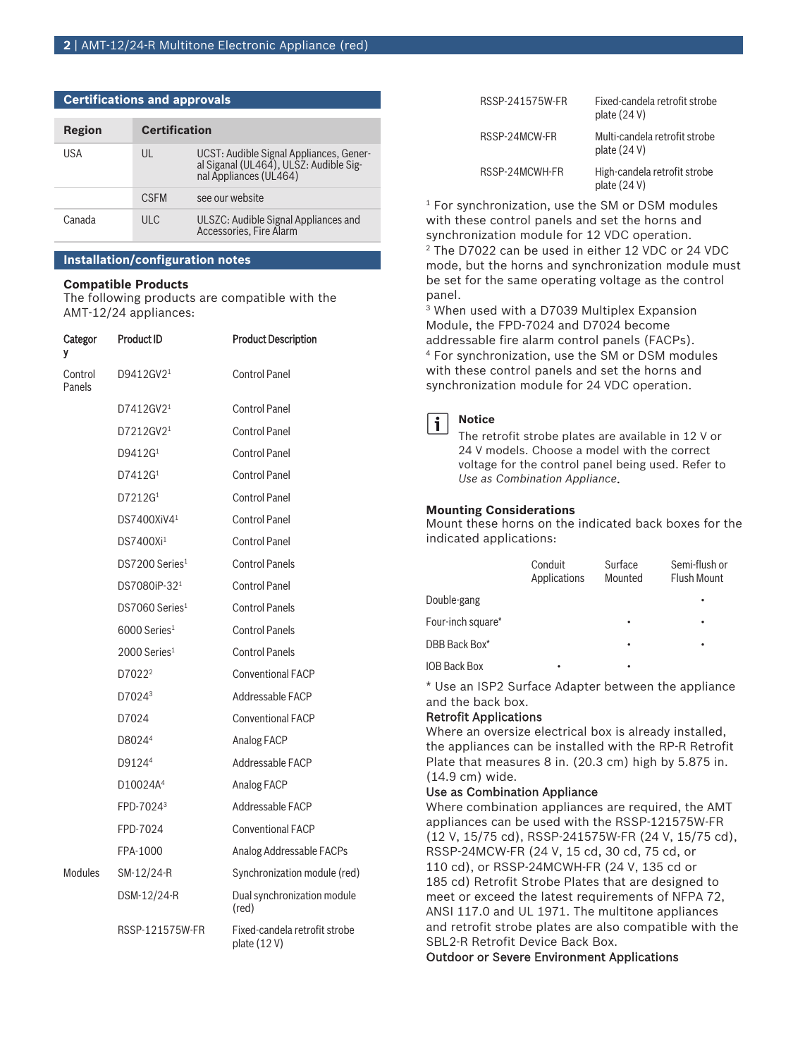## Certifications and approvals

| Region | Certification | |
|---|---|---|
| USA | UL | UCST: Audible Signal Appliances, General Siganal (UL464), ULSZ: Audible Signal Appliances (UL464) |
| | CSFM | see our website |
| Canada | ULC | ULSZC: Audible Signal Appliances and Accessories, Fire Alarm |

## Installation/configuration notes

### Compatible Products

The following products are compatible with the AMT-12/24 appliances:

| Category | Product ID | Product Description |
|---|---|---|
| Control Panels | D9412GV2[1] | Control Panel |
| | D7412GV2[1] | Control Panel |
| | D7212GV2[1] | Control Panel |
| | D9412G[1] | Control Panel |
| | D7412G[1] | Control Panel |
| | D7212G[1] | Control Panel |
| | DS7400XiV4[1] | Control Panel |
| | DS7400Xi[1] | Control Panel |
| | DS7200 Series[1] | Control Panels |
| | DS7080iP-32[1] | Control Panel |
| | DS7060 Series[1] | Control Panels |
| | 6000 Series[1] | Control Panels |
| | 2000 Series[1] | Control Panels |
| | D7022[2] | Conventional FACP |
| | D7024[3] | Addressable FACP |
| | D7024 | Conventional FACP |
| | D8024[4] | Analog FACP |
| | D9124[4] | Addressable FACP |
| | D10024A[4] | Analog FACP |
| | FPD-7024[3] | Addressable FACP |
| | FPD-7024 | Conventional FACP |
| | FPA-1000 | Analog Addressable FACPs |
| Modules | SM-12/24-R | Synchronization module (red) |
| | DSM-12/24-R | Dual synchronization module (red) |
| | RSSP-121575W-FR | Fixed-candela retrofit strobe plate (12 V) |
| | RSSP-241575W-FR | Fixed-candela retrofit strobe plate (24 V) |
| | RSSP-24MCW-FR | Multi-candela retrofit strobe plate (24 V) |
| | RSSP-24MCWH-FR | High-candela retrofit strobe plate (24 V) |

[1] For synchronization, use the SM or DSM modules with these control panels and set the horns and synchronization module for 12 VDC operation.
[2] The D7022 can be used in either 12 VDC or 24 VDC mode, but the horns and synchronization module must be set for the same operating voltage as the control panel.
[3] When used with a D7039 Multiplex Expansion Module, the FPD-7024 and D7024 become addressable fire alarm control panels (FACPs).
[4] For synchronization, use the SM or DSM modules with these control panels and set the horns and synchronization module for 24 VDC operation.

**Notice**

The retrofit strobe plates are available in 12 V or 24 V models. Choose a model with the correct voltage for the control panel being used. Refer to *Use as Combination Appliance*.

### Mounting Considerations

Mount these horns on the indicated back boxes for the indicated applications:

| | Conduit Applications | Surface Mounted | Semi-flush or Flush Mount |
|---|---|---|---|
| Double-gang | | | • |
| Four-inch square* | | • | • |
| DBB Back Box* | | • | • |
| IOB Back Box | • | • | |

\* Use an ISP2 Surface Adapter between the appliance and the back box.

### Retrofit Applications

Where an oversize electrical box is already installed, the appliances can be installed with the RP-R Retrofit Plate that measures 8 in. (20.3 cm) high by 5.875 in. (14.9 cm) wide.

### Use as Combination Appliance

Where combination appliances are required, the AMT appliances can be used with the RSSP-121575W-FR (12 V, 15/75 cd), RSSP-241575W-FR (24 V, 15/75 cd), RSSP-24MCW-FR (24 V, 15 cd, 30 cd, 75 cd, or 110 cd), or RSSP-24MCWH-FR (24 V, 135 cd or 185 cd) Retrofit Strobe Plates that are designed to meet or exceed the latest requirements of NFPA 72, ANSI 117.0 and UL 1971. The multitone appliances and retrofit strobe plates are also compatible with the SBL2-R Retrofit Device Back Box.

### Outdoor or Severe Environment Applications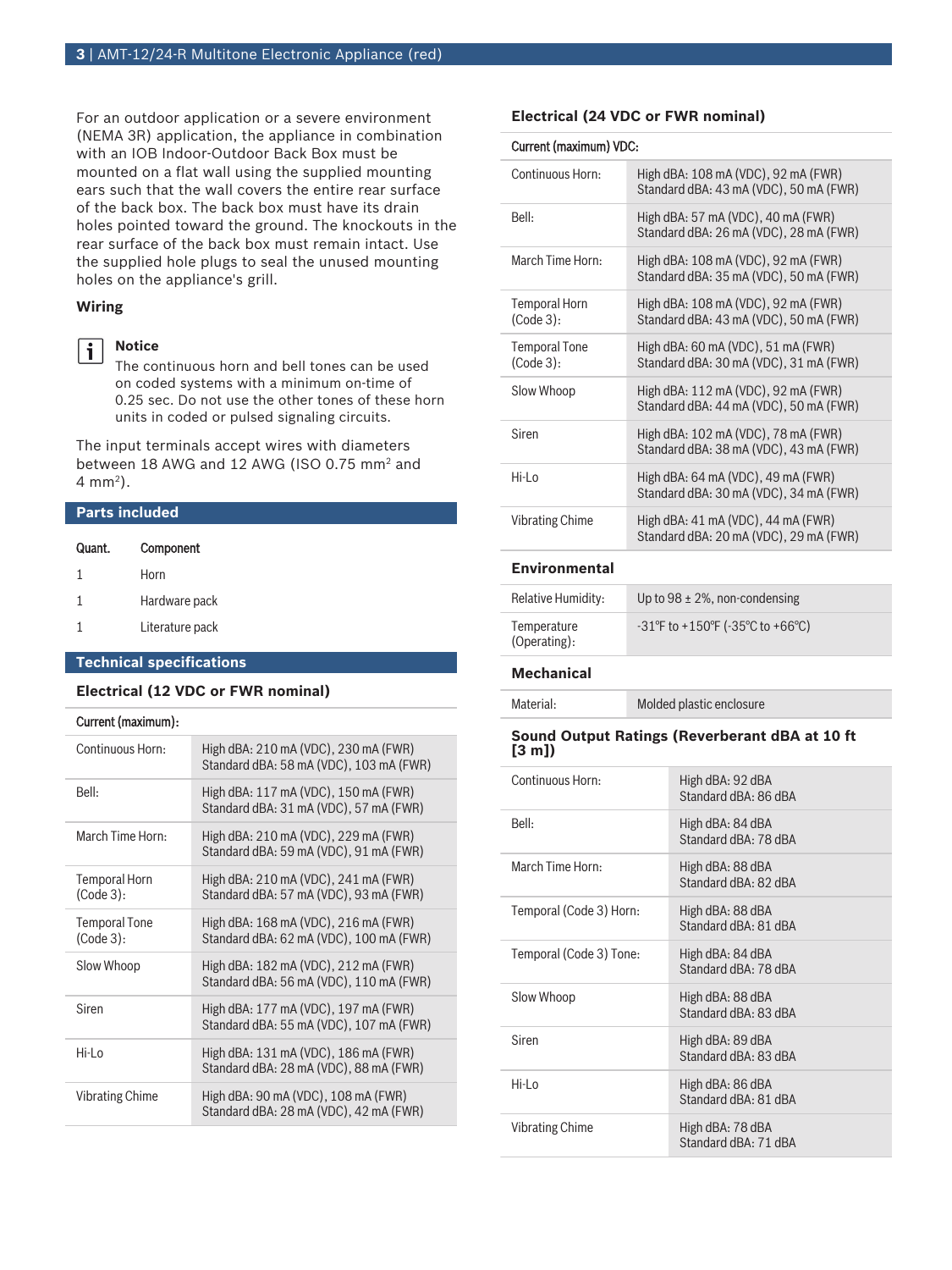For an outdoor application or a severe environment (NEMA 3R) application, the appliance in combination with an IOB Indoor-Outdoor Back Box must be mounted on a flat wall using the supplied mounting ears such that the wall covers the entire rear surface of the back box. The back box must have its drain holes pointed toward the ground. The knockouts in the rear surface of the back box must remain intact. Use the supplied hole plugs to seal the unused mounting holes on the appliance's grill.

### Wiring

> **Notice**
> The continuous horn and bell tones can be used on coded systems with a minimum on-time of 0.25 sec. Do not use the other tones of these horn units in coded or pulsed signaling circuits.

The input terminals accept wires with diameters between 18 AWG and 12 AWG (ISO 0.75 mm$^2$ and 4 mm$^2$).

## Parts included

| Quant. | Component |
| --- | --- |
| 1 | Horn |
| 1 | Hardware pack |
| 1 | Literature pack |

## Technical specifications

### Electrical (12 VDC or FWR nominal)

| Current (maximum): | |
| --- | --- |
| Continuous Horn: | High dBA: 210 mA (VDC), 230 mA (FWR)<br>Standard dBA: 58 mA (VDC), 103 mA (FWR) |
| Bell: | High dBA: 117 mA (VDC), 150 mA (FWR)<br>Standard dBA: 31 mA (VDC), 57 mA (FWR) |
| March Time Horn: | High dBA: 210 mA (VDC), 229 mA (FWR)<br>Standard dBA: 59 mA (VDC), 91 mA (FWR) |
| Temporal Horn (Code 3): | High dBA: 210 mA (VDC), 241 mA (FWR)<br>Standard dBA: 57 mA (VDC), 93 mA (FWR) |
| Temporal Tone (Code 3): | High dBA: 168 mA (VDC), 216 mA (FWR)<br>Standard dBA: 62 mA (VDC), 100 mA (FWR) |
| Slow Whoop | High dBA: 182 mA (VDC), 212 mA (FWR)<br>Standard dBA: 56 mA (VDC), 110 mA (FWR) |
| Siren | High dBA: 177 mA (VDC), 197 mA (FWR)<br>Standard dBA: 55 mA (VDC), 107 mA (FWR) |
| Hi-Lo | High dBA: 131 mA (VDC), 186 mA (FWR)<br>Standard dBA: 28 mA (VDC), 88 mA (FWR) |
| Vibrating Chime | High dBA: 90 mA (VDC), 108 mA (FWR)<br>Standard dBA: 28 mA (VDC), 42 mA (FWR) |

### Electrical (24 VDC or FWR nominal)

| Current (maximum) VDC: | |
| --- | --- |
| Continuous Horn: | High dBA: 108 mA (VDC), 92 mA (FWR)<br>Standard dBA: 43 mA (VDC), 50 mA (FWR) |
| Bell: | High dBA: 57 mA (VDC), 40 mA (FWR)<br>Standard dBA: 26 mA (VDC), 28 mA (FWR) |
| March Time Horn: | High dBA: 108 mA (VDC), 92 mA (FWR)<br>Standard dBA: 35 mA (VDC), 50 mA (FWR) |
| Temporal Horn (Code 3): | High dBA: 108 mA (VDC), 92 mA (FWR)<br>Standard dBA: 43 mA (VDC), 50 mA (FWR) |
| Temporal Tone (Code 3): | High dBA: 60 mA (VDC), 51 mA (FWR)<br>Standard dBA: 30 mA (VDC), 31 mA (FWR) |
| Slow Whoop | High dBA: 112 mA (VDC), 92 mA (FWR)<br>Standard dBA: 44 mA (VDC), 50 mA (FWR) |
| Siren | High dBA: 102 mA (VDC), 78 mA (FWR)<br>Standard dBA: 38 mA (VDC), 43 mA (FWR) |
| Hi-Lo | High dBA: 64 mA (VDC), 49 mA (FWR)<br>Standard dBA: 30 mA (VDC), 34 mA (FWR) |
| Vibrating Chime | High dBA: 41 mA (VDC), 44 mA (FWR)<br>Standard dBA: 20 mA (VDC), 29 mA (FWR) |

### Environmental

| | |
| --- | --- |
| Relative Humidity: | Up to 98 ± 2%, non-condensing |
| Temperature (Operating): | -31°F to +150°F (-35°C to +66°C) |

### Mechanical

| | |
| --- | --- |
| Material: | Molded plastic enclosure |

### Sound Output Ratings (Reverberant dBA at 10 ft [3 m])

| | |
| --- | --- |
| Continuous Horn: | High dBA: 92 dBA<br>Standard dBA: 86 dBA |
| Bell: | High dBA: 84 dBA<br>Standard dBA: 78 dBA |
| March Time Horn: | High dBA: 88 dBA<br>Standard dBA: 82 dBA |
| Temporal (Code 3) Horn: | High dBA: 88 dBA<br>Standard dBA: 81 dBA |
| Temporal (Code 3) Tone: | High dBA: 84 dBA<br>Standard dBA: 78 dBA |
| Slow Whoop | High dBA: 88 dBA<br>Standard dBA: 83 dBA |
| Siren | High dBA: 89 dBA<br>Standard dBA: 83 dBA |
| Hi-Lo | High dBA: 86 dBA<br>Standard dBA: 81 dBA |
| Vibrating Chime | High dBA: 78 dBA<br>Standard dBA: 71 dBA |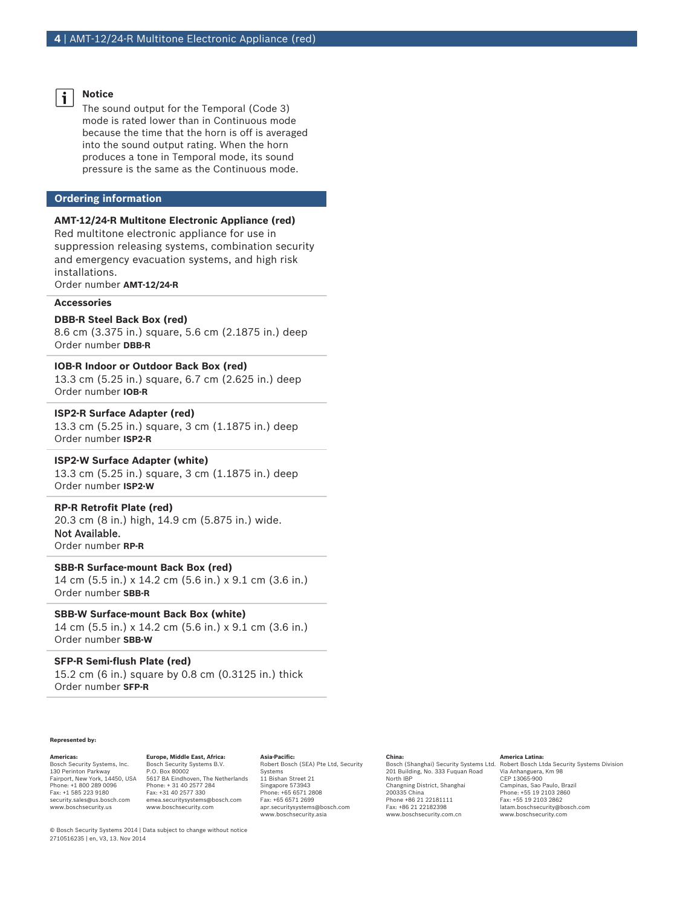**Notice**

The sound output for the Temporal (Code 3) mode is rated lower than in Continuous mode because the time that the horn is off is averaged into the sound output rating. When the horn produces a tone in Temporal mode, its sound pressure is the same as the Continuous mode.

## Ordering information

**AMT-12/24-R Multitone Electronic Appliance (red)**
Red multitone electronic appliance for use in suppression releasing systems, combination security and emergency evacuation systems, and high risk installations.
Order number **AMT-12/24-R**

### Accessories

**DBB-R Steel Back Box (red)**
8.6 cm (3.375 in.) square, 5.6 cm (2.1875 in.) deep
Order number **DBB-R**

**IOB-R Indoor or Outdoor Back Box (red)**
13.3 cm (5.25 in.) square, 6.7 cm (2.625 in.) deep
Order number **IOB-R**

**ISP2-R Surface Adapter (red)**
13.3 cm (5.25 in.) square, 3 cm (1.1875 in.) deep
Order number **ISP2-R**

**ISP2-W Surface Adapter (white)**
13.3 cm (5.25 in.) square, 3 cm (1.1875 in.) deep
Order number **ISP2-W**

**RP-R Retrofit Plate (red)**
20.3 cm (8 in.) high, 14.9 cm (5.875 in.) wide.
Not Available.
Order number **RP-R**

**SBB-R Surface-mount Back Box (red)**
14 cm (5.5 in.) x 14.2 cm (5.6 in.) x 9.1 cm (3.6 in.)
Order number **SBB-R**

**SBB-W Surface-mount Back Box (white)**
14 cm (5.5 in.) x 14.2 cm (5.6 in.) x 9.1 cm (3.6 in.)
Order number **SBB-W**

**SFP-R Semi-flush Plate (red)**
15.2 cm (6 in.) square by 0.8 cm (0.3125 in.) thick
Order number **SFP-R**

**Represented by:**

**Americas:**
Bosch Security Systems, Inc.
130 Perinton Parkway
Fairport, New York, 14450, USA
Phone: +1 800 289 0096
Fax: +1 585 223 9180
security.sales@us.bosch.com
www.boschsecurity.us

**Europe, Middle East, Africa:**
Bosch Security Systems B.V.
P.O. Box 80002
5617 BA Eindhoven, The Netherlands
Phone: + 31 40 2577 284
Fax: +31 40 2577 330
emea.securitysystems@bosch.com
www.boschsecurity.com

**Asia-Pacific:**
Robert Bosch (SEA) Pte Ltd, Security Systems
11 Bishan Street 21
Singapore 573943
Phone: +65 6571 2808
Fax: +65 6571 2699
apr.securitysystems@bosch.com
www.boschsecurity.asia

**China:**
Bosch (Shanghai) Security Systems Ltd.
201 Building, No. 333 Fuquan Road
North IBP
Changning District, Shanghai
200335 China
Phone +86 21 22181111
Fax: +86 21 22182398
www.boschsecurity.com.cn

**America Latina:**
Robert Bosch Ltda Security Systems Division
Via Anhanguera, Km 98
CEP 13065-900
Campinas, Sao Paulo, Brazil
Phone: +55 19 2103 2860
Fax: +55 19 2103 2862
latam.boschsecurity@bosch.com
www.boschsecurity.com

© Bosch Security Systems 2014 | Data subject to change without notice
2710516235 | en, V3, 13. Nov 2014